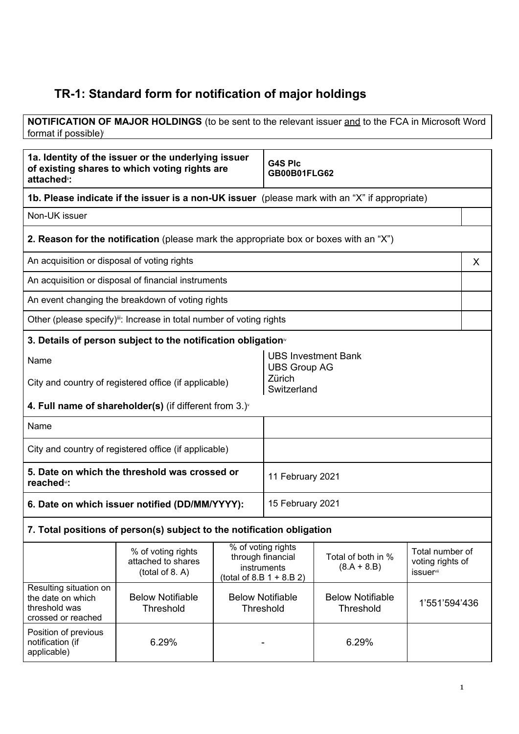# TR-1: Standard form for notification of major holdings

**NOTIFICATION OF MAJOR HOLDINGS** (to be sent to the relevant issuer and to the FCA in Microsoft Word format if possible)[i]

| **1a. Identity of the issuer or the underlying issuer of existing shares to which voting rights are attached[ii]:** | **G4S Plc GB00B01FLG62** |
|---|---|

**1b. Please indicate if the issuer is a non-UK issuer** (please mark with an "X" if appropriate)

| Non-UK issuer | |
|---|---|

**2. Reason for the notification** (please mark the appropriate box or boxes with an "X")

| | |
|---|---|
| An acquisition or disposal of voting rights | X |
| An acquisition or disposal of financial instruments | |
| An event changing the breakdown of voting rights | |
| Other (please specify)[iii]: Increase in total number of voting rights | |

**3. Details of person subject to the notification obligation**[iv]

| | |
|---|---|
| Name | UBS Investment Bank UBS Group AG |
| City and country of registered office (if applicable) | Zürich Switzerland |

**4. Full name of shareholder(s)** (if different from 3.)[v]

| | |
|---|---|
| Name | |
| City and country of registered office (if applicable) | |

| | |
|---|---|
| **5. Date on which the threshold was crossed or reached[vi]:** | 11 February 2021 |
| **6. Date on which issuer notified (DD/MM/YYYY):** | 15 February 2021 |

**7. Total positions of person(s) subject to the notification obligation**

| | % of voting rights attached to shares (total of 8. A) | % of voting rights through financial instruments (total of 8.B 1 + 8.B 2) | Total of both in % (8.A + 8.B) | Total number of voting rights of issuer[vii] |
|---|---|---|---|---|
| Resulting situation on the date on which threshold was crossed or reached | Below Notifiable Threshold | Below Notifiable Threshold | Below Notifiable Threshold | 1'551'594'436 |
| Position of previous notification (if applicable) | 6.29% | - | 6.29% | |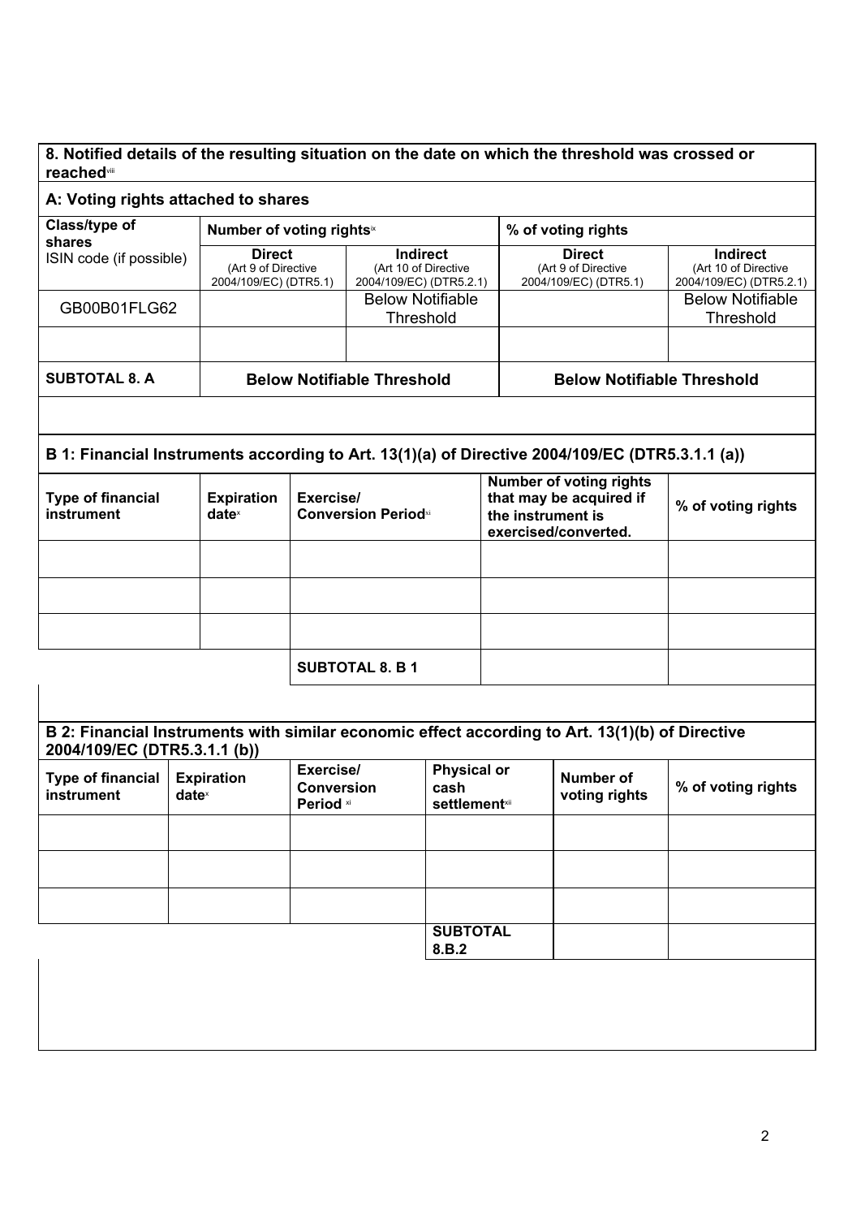## 8. Notified details of the resulting situation on the date on which the threshold was crossed or reached[viii]

### A: Voting rights attached to shares

| Class/type of shares ISIN code (if possible) | Number of voting rights[ix] | | % of voting rights | |
|---|---|---|---|---|
| | **Direct** (Art 9 of Directive 2004/109/EC) (DTR5.1) | **Indirect** (Art 10 of Directive 2004/109/EC) (DTR5.2.1) | **Direct** (Art 9 of Directive 2004/109/EC) (DTR5.1) | **Indirect** (Art 10 of Directive 2004/109/EC) (DTR5.2.1) |
| GB00B01FLG62 | | Below Notifiable Threshold | | Below Notifiable Threshold |
| | | | | |
| **SUBTOTAL 8. A** | **Below Notifiable Threshold** | | **Below Notifiable Threshold** | |

### B 1: Financial Instruments according to Art. 13(1)(a) of Directive 2004/109/EC (DTR5.3.1.1 (a))

| Type of financial instrument | Expiration date[x] | Exercise/ Conversion Period[xi] | Number of voting rights that may be acquired if the instrument is exercised/converted. | % of voting rights |
|---|---|---|---|---|
| | | | | |
| | | | | |
| | | | | |
| | | **SUBTOTAL 8. B 1** | | |

### B 2: Financial Instruments with similar economic effect according to Art. 13(1)(b) of Directive 2004/109/EC (DTR5.3.1.1 (b))

| Type of financial instrument | Expiration date[x] | Exercise/ Conversion Period [xi] | Physical or cash settlement[xii] | Number of voting rights | % of voting rights |
|---|---|---|---|---|---|
| | | | | | |
| | | | | | |
| | | | | | |
| | | | **SUBTOTAL 8.B.2** | | |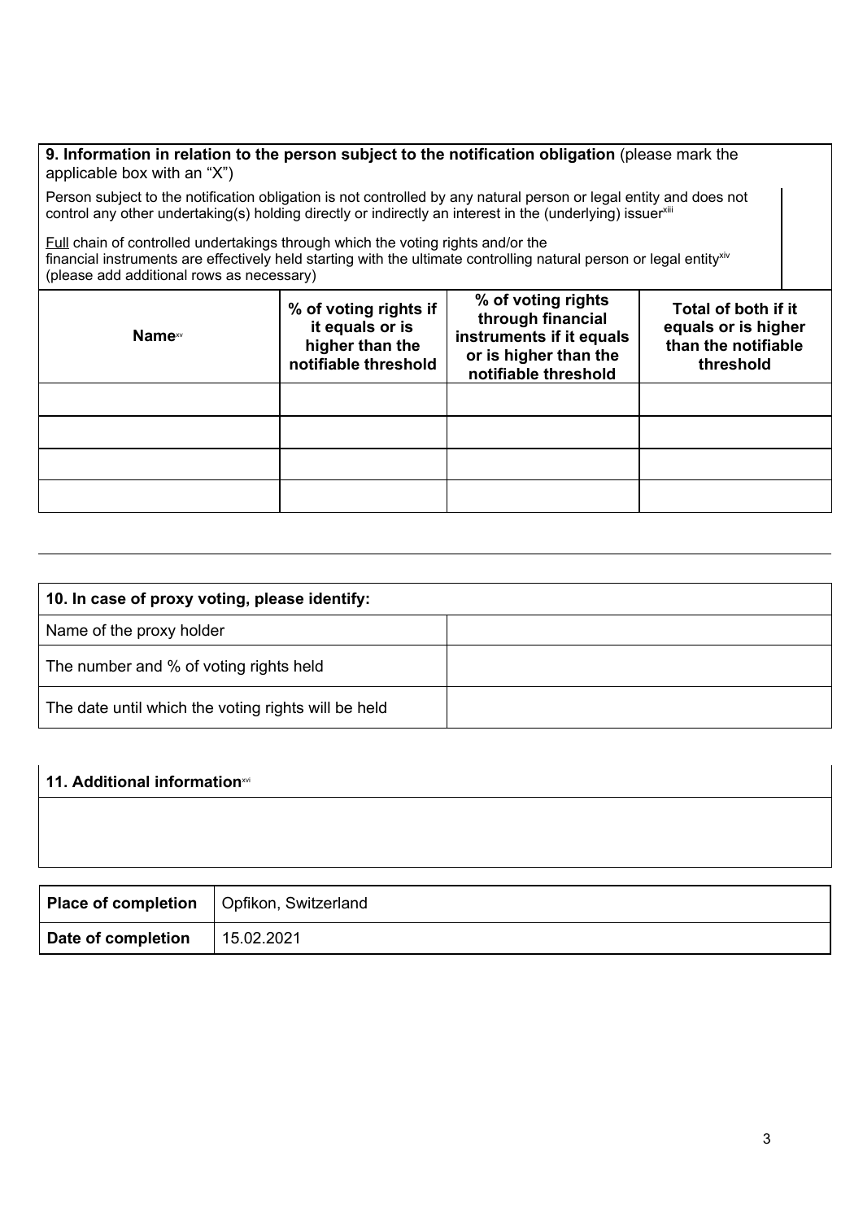**9. Information in relation to the person subject to the notification obligation** (please mark the applicable box with an "X")

| | |
|---|---|
| Person subject to the notification obligation is not controlled by any natural person or legal entity and does not control any other undertaking(s) holding directly or indirectly an interest in the (underlying) issuer[xiii] | |
| Full chain of controlled undertakings through which the voting rights and/or the financial instruments are effectively held starting with the ultimate controlling natural person or legal entity[xiv] (please add additional rows as necessary) | |

| **Name**[xv] | **% of voting rights if it equals or is higher than the notifiable threshold** | **% of voting rights through financial instruments if it equals or is higher than the notifiable threshold** | **Total of both if it equals or is higher than the notifiable threshold** |
|---|---|---|---|
| | | | |
| | | | |
| | | | |
| | | | |

| **10. In case of proxy voting, please identify:** | |
|---|---|
| Name of the proxy holder | |
| The number and % of voting rights held | |
| The date until which the voting rights will be held | |

**11. Additional information**[xvi]

| | |
|---|---|
| **Place of completion** | Opfikon, Switzerland |
| **Date of completion** | 15.02.2021 |